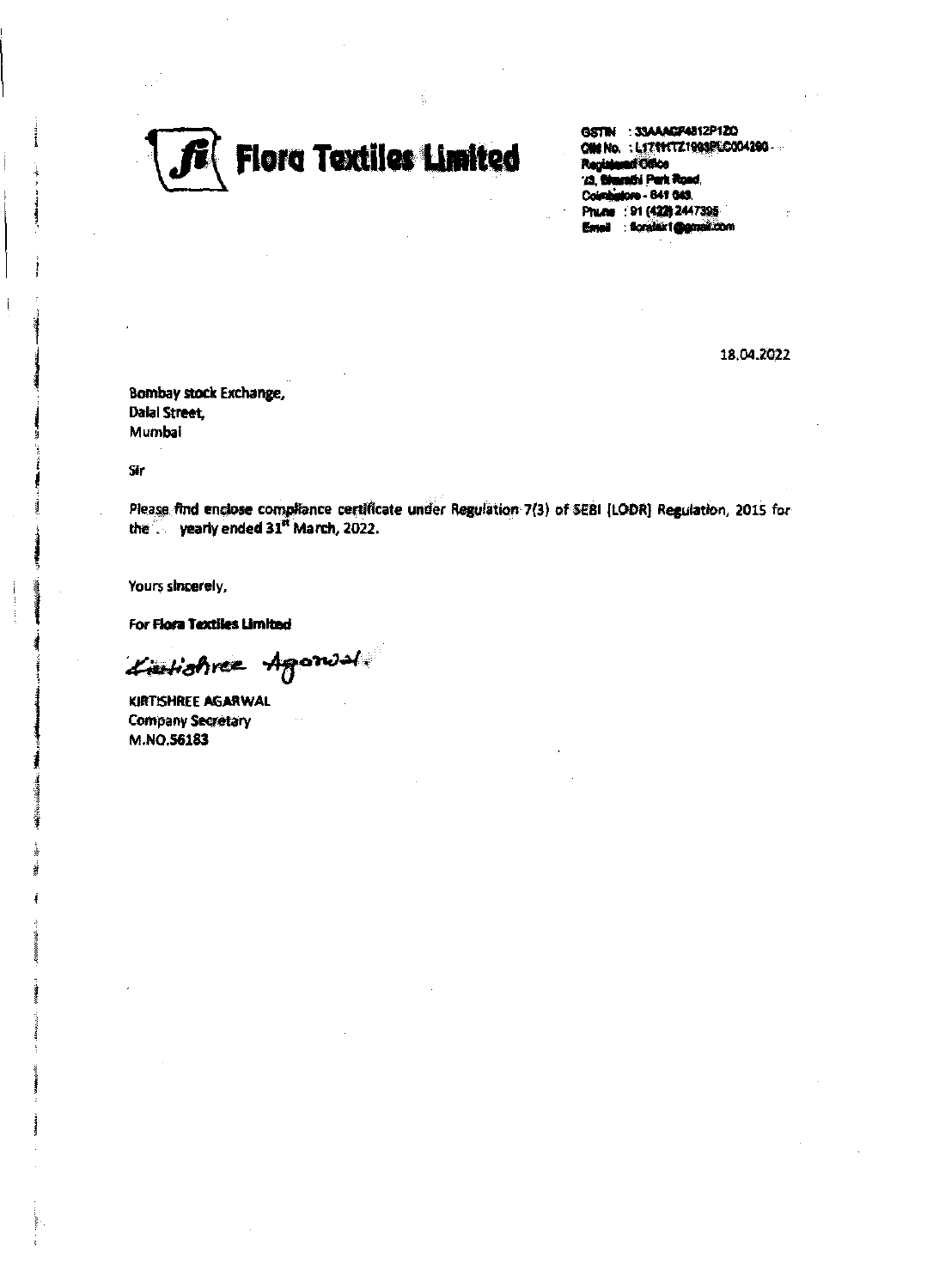# Flora Textiles Limited

GSTIN : 33AAACF4812P1ZO
CIN No. : L17111TZ1993PLC004290
Registered Office
23, Bharathi Park Road,
Coimbatore - 641 043.
Phone : 91 (422) 2447395
Email : florateximail@gmail.com

18.04.2022

Bombay stock Exchange,
Dalal Street,
Mumbai

Sir

Please find enclose compliance certificate under Regulation 7(3) of SEBI (LODR) Regulation, 2015 for the yearly ended 31st March, 2022.

Yours sincerely,

**For Flora Textiles Limited**

Kirtishree Agarwal.

KIRTISHREE AGARWAL
Company Secretary
M.NO.56183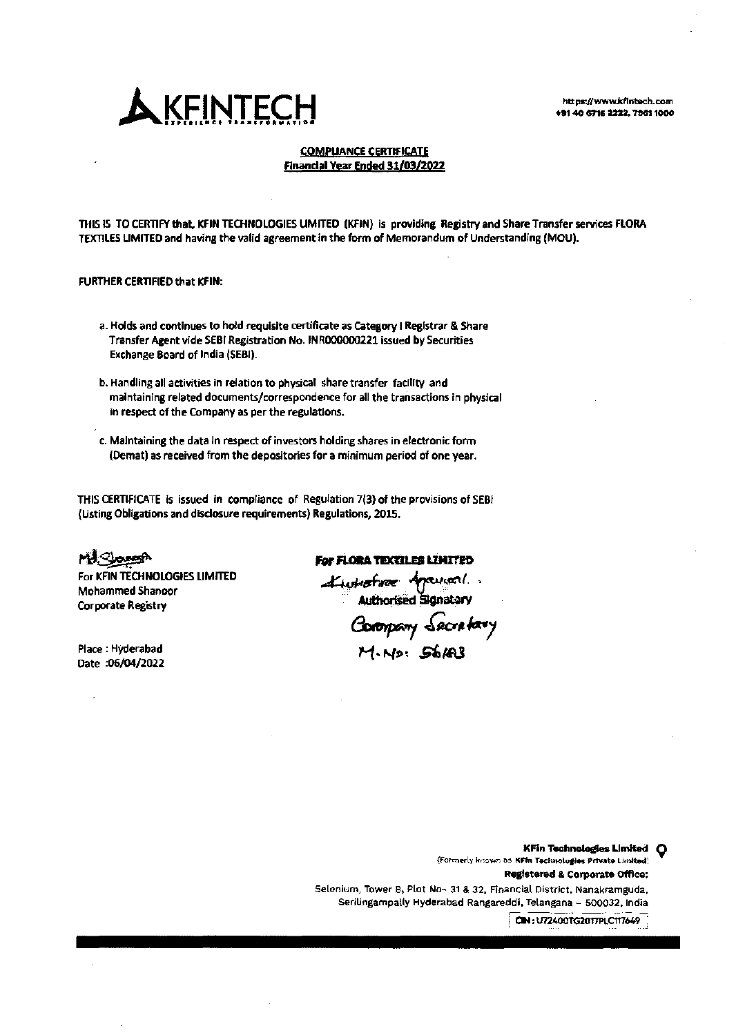KFINTECH

https://www.kfintech.com
+91 40 6716 2222, 7961 1000

**COMPLIANCE CERTIFICATE**
**Financial Year Ended 31/03/2022**

THIS IS TO CERTIFY that, KFIN TECHNOLOGIES LIMITED (KFIN) is providing Registry and Share Transfer services FLORA TEXTILES LIMITED and having the valid agreement in the form of Memorandum of Understanding (MOU).

FURTHER CERTIFIED that KFIN:

a. Holds and continues to hold requisite certificate as Category I Registrar & Share Transfer Agent vide SEBI Registration No. INR000000221 issued by Securities Exchange Board of India (SEBI).

b. Handling all activities in relation to physical share transfer facility and maintaining related documents/correspondence for all the transactions in physical in respect of the Company as per the regulations.

c. Maintaining the data in respect of investors holding shares in electronic form (Demat) as received from the depositories for a minimum period of one year.

THIS CERTIFICATE is issued in compliance of Regulation 7(3) of the provisions of SEBI (Listing Obligations and disclosure requirements) Regulations, 2015.

For KFIN TECHNOLOGIES LIMITED
Mohammed Shanoor
Corporate Registry

Place : Hyderabad
Date :06/04/2022

**For FLORA TEXTILES LIMITED**
Kirubashree Agarwal
Authorised Signatory
Company Secretary
M.No: 56183

**KFin Technologies Limited**
(Formerly known as KFin Technologies Private Limited)
**Registered & Corporate Office:**
Selenium, Tower B, Plot No- 31 & 32, Financial District, Nanakramguda, Serilingampally Hyderabad Rangareddi, Telangana – 500032, India
CIN : U72400TG2017PLC117649